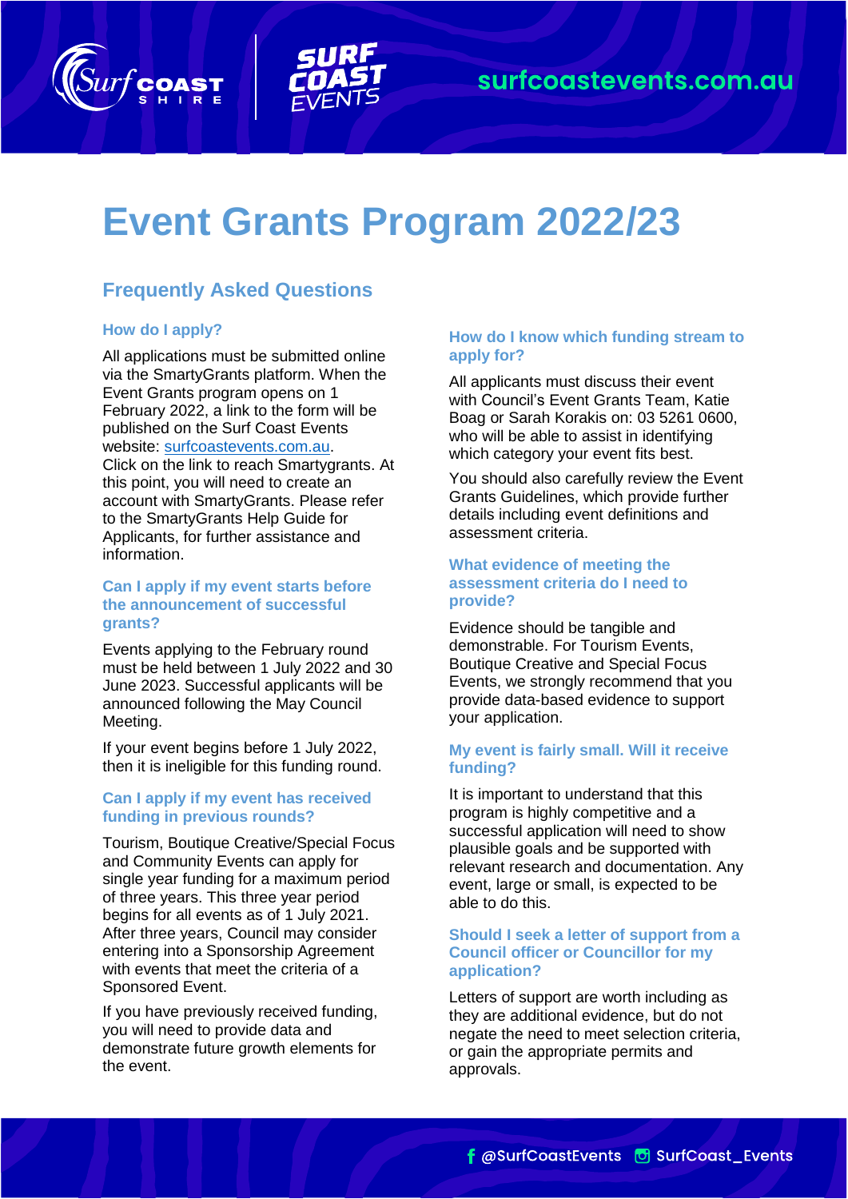# Event Grants Program 2022/23

## Frequently Asked Questions

### How do I apply?

All applications must be submitted online via the SmartyGrants platform. When the Event Grants program opens on 1 February 2022, a link to the form will be published on the Surf Coast Events website: surfcoastevents.com.au. Click on the link to reach Smartygrants. At this point, you will need to create an account with SmartyGrants. Please refer to the SmartyGrants Help Guide for Applicants, for further assistance and information.

### Can I apply if my event starts before the announcement of successful grants?

Events applying to the February round must be held between 1 July 2022 and 30 June 2023. Successful applicants will be announced following the May Council Meeting.

If your event begins before 1 July 2022, then it is ineligible for this funding round.

### Can I apply if my event has received funding in previous rounds?

Tourism, Boutique Creative/Special Focus and Community Events can apply for single year funding for a maximum period of three years. This three year period begins for all events as of 1 July 2021. After three years, Council may consider entering into a Sponsorship Agreement with events that meet the criteria of a Sponsored Event.

If you have previously received funding, you will need to provide data and demonstrate future growth elements for the event.

### How do I know which funding stream to apply for?

All applicants must discuss their event with Council's Event Grants Team, Katie Boag or Sarah Korakis on: 03 5261 0600, who will be able to assist in identifying which category your event fits best.

You should also carefully review the Event Grants Guidelines, which provide further details including event definitions and assessment criteria.

### What evidence of meeting the assessment criteria do I need to provide?

Evidence should be tangible and demonstrable. For Tourism Events, Boutique Creative and Special Focus Events, we strongly recommend that you provide data-based evidence to support your application.

### My event is fairly small. Will it receive funding?

It is important to understand that this program is highly competitive and a successful application will need to show plausible goals and be supported with relevant research and documentation. Any event, large or small, is expected to be able to do this.

### Should I seek a letter of support from a Council officer or Councillor for my application?

Letters of support are worth including as they are additional evidence, but do not negate the need to meet selection criteria, or gain the appropriate permits and approvals.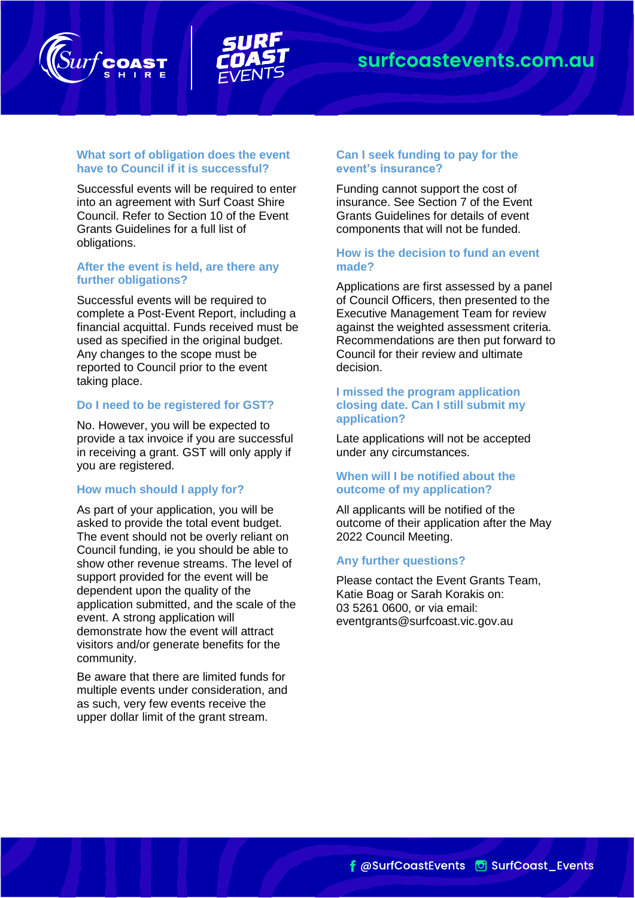### What sort of obligation does the event have to Council if it is successful?

Successful events will be required to enter into an agreement with Surf Coast Shire Council. Refer to Section 10 of the Event Grants Guidelines for a full list of obligations.

### After the event is held, are there any further obligations?

Successful events will be required to complete a Post-Event Report, including a financial acquittal. Funds received must be used as specified in the original budget. Any changes to the scope must be reported to Council prior to the event taking place.

### Do I need to be registered for GST?

No. However, you will be expected to provide a tax invoice if you are successful in receiving a grant. GST will only apply if you are registered.

### How much should I apply for?

As part of your application, you will be asked to provide the total event budget. The event should not be overly reliant on Council funding, ie you should be able to show other revenue streams. The level of support provided for the event will be dependent upon the quality of the application submitted, and the scale of the event. A strong application will demonstrate how the event will attract visitors and/or generate benefits for the community.

Be aware that there are limited funds for multiple events under consideration, and as such, very few events receive the upper dollar limit of the grant stream.

### Can I seek funding to pay for the event's insurance?

Funding cannot support the cost of insurance. See Section 7 of the Event Grants Guidelines for details of event components that will not be funded.

### How is the decision to fund an event made?

Applications are first assessed by a panel of Council Officers, then presented to the Executive Management Team for review against the weighted assessment criteria. Recommendations are then put forward to Council for their review and ultimate decision.

### I missed the program application closing date. Can I still submit my application?

Late applications will not be accepted under any circumstances.

### When will I be notified about the outcome of my application?

All applicants will be notified of the outcome of their application after the May 2022 Council Meeting.

### Any further questions?

Please contact the Event Grants Team, Katie Boag or Sarah Korakis on:
03 5261 0600, or via email:
eventgrants@surfcoast.vic.gov.au